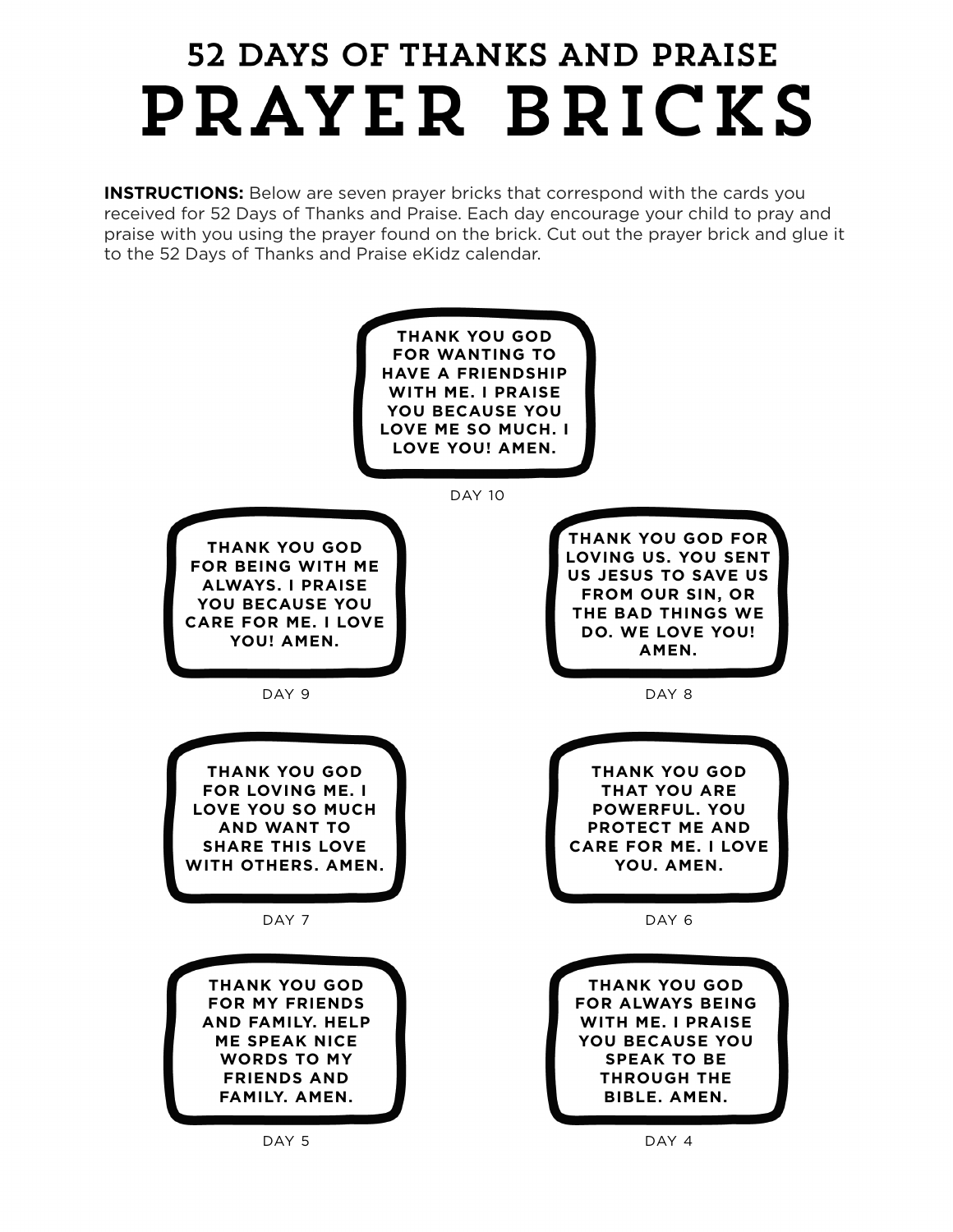## 52 DAYS OF THANKS AND PRAISE

# PRAYER BRICKS

**INSTRUCTIONS:** Below are seven prayer bricks that correspond with the cards you received for 52 Days of Thanks and Praise. Each day encourage your child to pray and praise with you using the prayer found on the brick. Cut out the prayer brick and glue it to the 52 Days of Thanks and Praise eKidz calendar.

**THANK YOU GOD FOR WANTING TO HAVE A FRIENDSHIP WITH ME. I PRAISE YOU BECAUSE YOU LOVE ME SO MUCH. I LOVE YOU! AMEN.**

DAY 10

**THANK YOU GOD FOR BEING WITH ME ALWAYS. I PRAISE YOU BECAUSE YOU CARE FOR ME. I LOVE YOU! AMEN.**

DAY 9

**THANK YOU GOD FOR LOVING US. YOU SENT US JESUS TO SAVE US FROM OUR SIN, OR THE BAD THINGS WE DO. WE LOVE YOU! AMEN.**

DAY 8

**THANK YOU GOD FOR LOVING ME. I LOVE YOU SO MUCH AND WANT TO SHARE THIS LOVE WITH OTHERS. AMEN.**

DAY 7

**THANK YOU GOD THAT YOU ARE POWERFUL. YOU PROTECT ME AND CARE FOR ME. I LOVE YOU. AMEN.**

DAY 6

**THANK YOU GOD FOR MY FRIENDS AND FAMILY. HELP ME SPEAK NICE WORDS TO MY FRIENDS AND FAMILY. AMEN.**

DAY 5

**THANK YOU GOD FOR ALWAYS BEING WITH ME. I PRAISE YOU BECAUSE YOU SPEAK TO BE THROUGH THE BIBLE. AMEN.**

DAY 4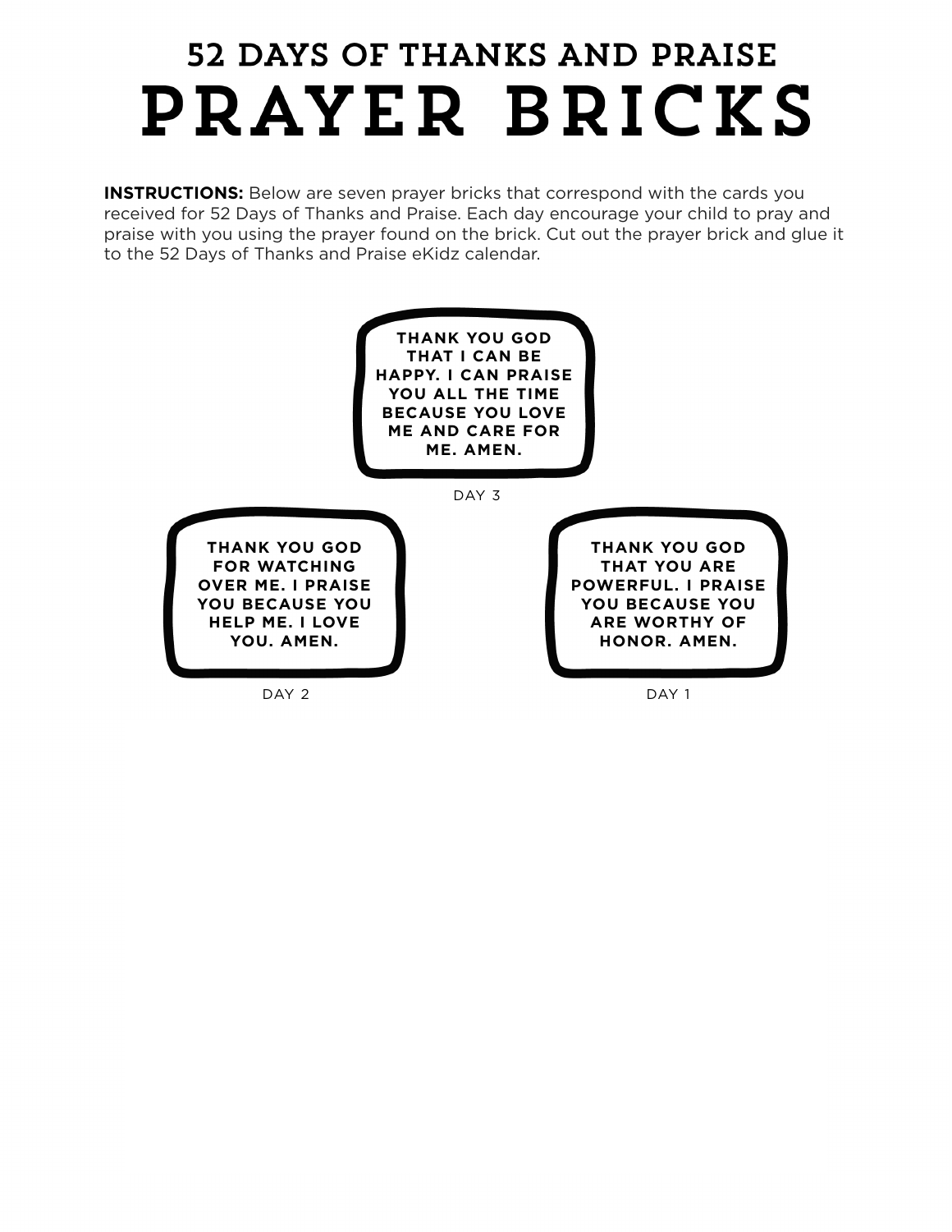## 52 DAYS OF THANKS AND PRAISE

# PRAYER BRICKS

**INSTRUCTIONS:** Below are seven prayer bricks that correspond with the cards you received for 52 Days of Thanks and Praise. Each day encourage your child to pray and praise with you using the prayer found on the brick. Cut out the prayer brick and glue it to the 52 Days of Thanks and Praise eKidz calendar.

**THANK YOU GOD THAT I CAN BE HAPPY. I CAN PRAISE YOU ALL THE TIME BECAUSE YOU LOVE ME AND CARE FOR ME. AMEN.**

DAY 3

**THANK YOU GOD FOR WATCHING OVER ME. I PRAISE YOU BECAUSE YOU HELP ME. I LOVE YOU. AMEN.**

DAY 2

**THANK YOU GOD THAT YOU ARE POWERFUL. I PRAISE YOU BECAUSE YOU ARE WORTHY OF HONOR. AMEN.**

DAY 1